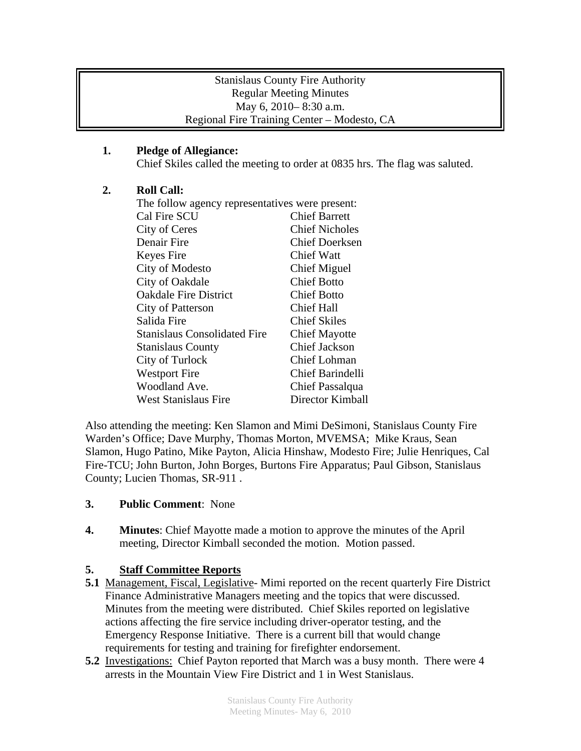Stanislaus County Fire Authority
Regular Meeting Minutes
May 6, 2010– 8:30 a.m.
Regional Fire Training Center – Modesto, CA

**1. Pledge of Allegiance:**
Chief Skiles called the meeting to order at 0835 hrs. The flag was saluted.

**2. Roll Call:**
The follow agency representatives were present:

| | |
|---|---|
| Cal Fire SCU | Chief Barrett |
| City of Ceres | Chief Nicholes |
| Denair Fire | Chief Doerksen |
| Keyes Fire | Chief Watt |
| City of Modesto | Chief Miguel |
| City of Oakdale | Chief Botto |
| Oakdale Fire District | Chief Botto |
| City of Patterson | Chief Hall |
| Salida Fire | Chief Skiles |
| Stanislaus Consolidated Fire | Chief Mayotte |
| Stanislaus County | Chief Jackson |
| City of Turlock | Chief Lohman |
| Westport Fire | Chief Barindelli |
| Woodland Ave. | Chief Passalqua |
| West Stanislaus Fire | Director Kimball |

Also attending the meeting: Ken Slamon and Mimi DeSimoni, Stanislaus County Fire Warden's Office; Dave Murphy, Thomas Morton, MVEMSA; Mike Kraus, Sean Slamon, Hugo Patino, Mike Payton, Alicia Hinshaw, Modesto Fire; Julie Henriques, Cal Fire-TCU; John Burton, John Borges, Burtons Fire Apparatus; Paul Gibson, Stanislaus County; Lucien Thomas, SR-911 .

**3. Public Comment**: None

**4. Minutes**: Chief Mayotte made a motion to approve the minutes of the April meeting, Director Kimball seconded the motion. Motion passed.

**5. Staff Committee Reports**

**5.1** Management, Fiscal, Legislative- Mimi reported on the recent quarterly Fire District Finance Administrative Managers meeting and the topics that were discussed. Minutes from the meeting were distributed. Chief Skiles reported on legislative actions affecting the fire service including driver-operator testing, and the Emergency Response Initiative. There is a current bill that would change requirements for testing and training for firefighter endorsement.

**5.2** Investigations: Chief Payton reported that March was a busy month. There were 4 arrests in the Mountain View Fire District and 1 in West Stanislaus.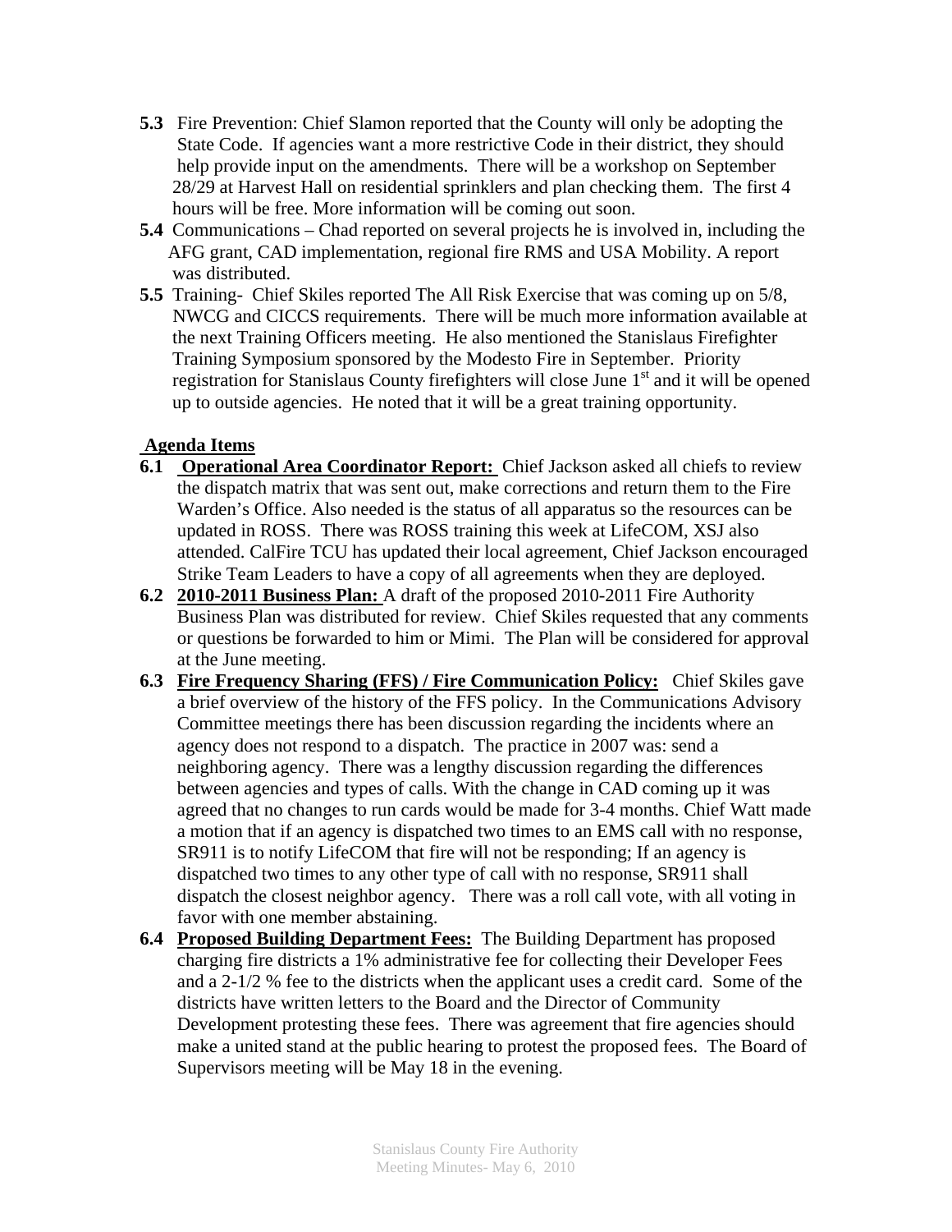**5.3** Fire Prevention: Chief Slamon reported that the County will only be adopting the State Code. If agencies want a more restrictive Code in their district, they should help provide input on the amendments. There will be a workshop on September 28/29 at Harvest Hall on residential sprinklers and plan checking them. The first 4 hours will be free. More information will be coming out soon.

**5.4** Communications – Chad reported on several projects he is involved in, including the AFG grant, CAD implementation, regional fire RMS and USA Mobility. A report was distributed.

**5.5** Training- Chief Skiles reported The All Risk Exercise that was coming up on 5/8, NWCG and CICCS requirements. There will be much more information available at the next Training Officers meeting. He also mentioned the Stanislaus Firefighter Training Symposium sponsored by the Modesto Fire in September. Priority registration for Stanislaus County firefighters will close June 1st and it will be opened up to outside agencies. He noted that it will be a great training opportunity.

**Agenda Items**

**6.1** **Operational Area Coordinator Report:** Chief Jackson asked all chiefs to review the dispatch matrix that was sent out, make corrections and return them to the Fire Warden's Office. Also needed is the status of all apparatus so the resources can be updated in ROSS. There was ROSS training this week at LifeCOM, XSJ also attended. CalFire TCU has updated their local agreement, Chief Jackson encouraged Strike Team Leaders to have a copy of all agreements when they are deployed.

**6.2** **2010-2011 Business Plan:** A draft of the proposed 2010-2011 Fire Authority Business Plan was distributed for review. Chief Skiles requested that any comments or questions be forwarded to him or Mimi. The Plan will be considered for approval at the June meeting.

**6.3** **Fire Frequency Sharing (FFS) / Fire Communication Policy:** Chief Skiles gave a brief overview of the history of the FFS policy. In the Communications Advisory Committee meetings there has been discussion regarding the incidents where an agency does not respond to a dispatch. The practice in 2007 was: send a neighboring agency. There was a lengthy discussion regarding the differences between agencies and types of calls. With the change in CAD coming up it was agreed that no changes to run cards would be made for 3-4 months. Chief Watt made a motion that if an agency is dispatched two times to an EMS call with no response, SR911 is to notify LifeCOM that fire will not be responding; If an agency is dispatched two times to any other type of call with no response, SR911 shall dispatch the closest neighbor agency. There was a roll call vote, with all voting in favor with one member abstaining.

**6.4** **Proposed Building Department Fees:** The Building Department has proposed charging fire districts a 1% administrative fee for collecting their Developer Fees and a 2-1/2 % fee to the districts when the applicant uses a credit card. Some of the districts have written letters to the Board and the Director of Community Development protesting these fees. There was agreement that fire agencies should make a united stand at the public hearing to protest the proposed fees. The Board of Supervisors meeting will be May 18 in the evening.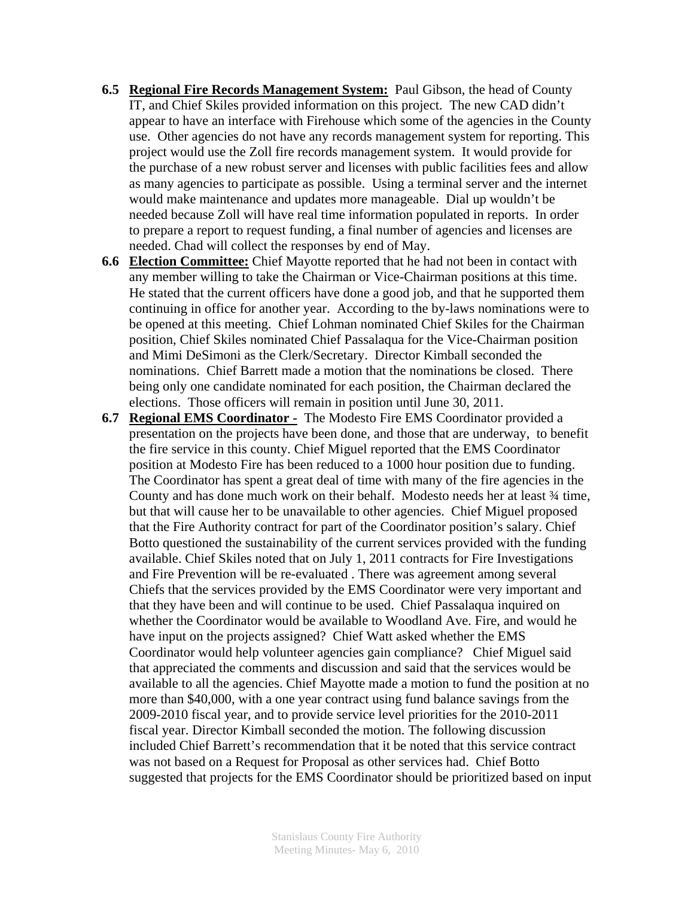**6.5** **<u>Regional Fire Records Management System:</u>** Paul Gibson, the head of County IT, and Chief Skiles provided information on this project. The new CAD didn't appear to have an interface with Firehouse which some of the agencies in the County use. Other agencies do not have any records management system for reporting. This project would use the Zoll fire records management system. It would provide for the purchase of a new robust server and licenses with public facilities fees and allow as many agencies to participate as possible. Using a terminal server and the internet would make maintenance and updates more manageable. Dial up wouldn't be needed because Zoll will have real time information populated in reports. In order to prepare a report to request funding, a final number of agencies and licenses are needed. Chad will collect the responses by end of May.

**6.6** **<u>Election Committee:</u>** Chief Mayotte reported that he had not been in contact with any member willing to take the Chairman or Vice-Chairman positions at this time. He stated that the current officers have done a good job, and that he supported them continuing in office for another year. According to the by-laws nominations were to be opened at this meeting. Chief Lohman nominated Chief Skiles for the Chairman position, Chief Skiles nominated Chief Passalaqua for the Vice-Chairman position and Mimi DeSimoni as the Clerk/Secretary. Director Kimball seconded the nominations. Chief Barrett made a motion that the nominations be closed. There being only one candidate nominated for each position, the Chairman declared the elections. Those officers will remain in position until June 30, 2011.

**6.7** **<u>Regional EMS Coordinator -</u>** The Modesto Fire EMS Coordinator provided a presentation on the projects have been done, and those that are underway, to benefit the fire service in this county. Chief Miguel reported that the EMS Coordinator position at Modesto Fire has been reduced to a 1000 hour position due to funding. The Coordinator has spent a great deal of time with many of the fire agencies in the County and has done much work on their behalf. Modesto needs her at least ¾ time, but that will cause her to be unavailable to other agencies. Chief Miguel proposed that the Fire Authority contract for part of the Coordinator position's salary. Chief Botto questioned the sustainability of the current services provided with the funding available. Chief Skiles noted that on July 1, 2011 contracts for Fire Investigations and Fire Prevention will be re-evaluated . There was agreement among several Chiefs that the services provided by the EMS Coordinator were very important and that they have been and will continue to be used. Chief Passalaqua inquired on whether the Coordinator would be available to Woodland Ave. Fire, and would he have input on the projects assigned? Chief Watt asked whether the EMS Coordinator would help volunteer agencies gain compliance? Chief Miguel said that appreciated the comments and discussion and said that the services would be available to all the agencies. Chief Mayotte made a motion to fund the position at no more than $40,000, with a one year contract using fund balance savings from the 2009-2010 fiscal year, and to provide service level priorities for the 2010-2011 fiscal year. Director Kimball seconded the motion. The following discussion included Chief Barrett's recommendation that it be noted that this service contract was not based on a Request for Proposal as other services had. Chief Botto suggested that projects for the EMS Coordinator should be prioritized based on input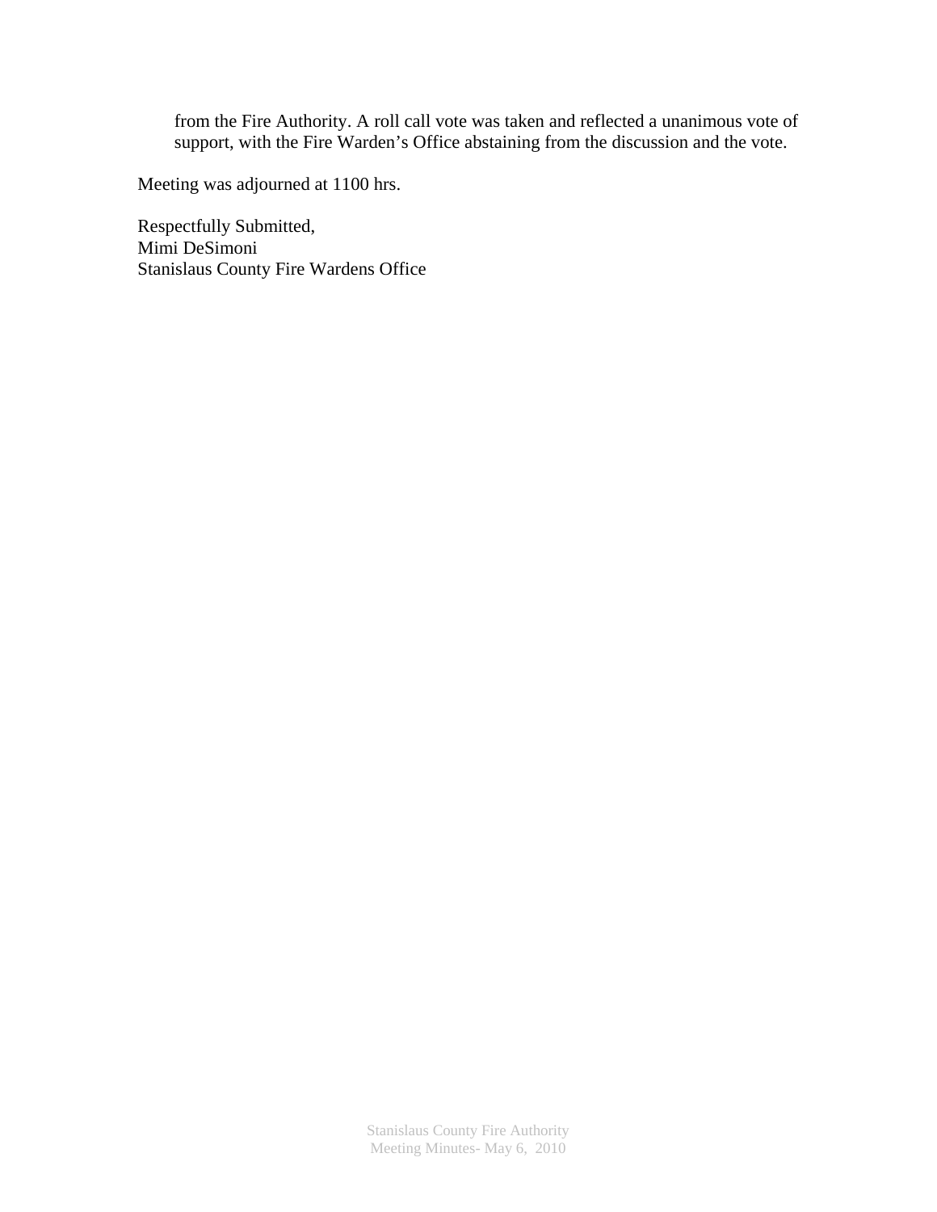from the Fire Authority. A roll call vote was taken and reflected a unanimous vote of support, with the Fire Warden's Office abstaining from the discussion and the vote.

Meeting was adjourned at 1100 hrs.

Respectfully Submitted,
Mimi DeSimoni
Stanislaus County Fire Wardens Office